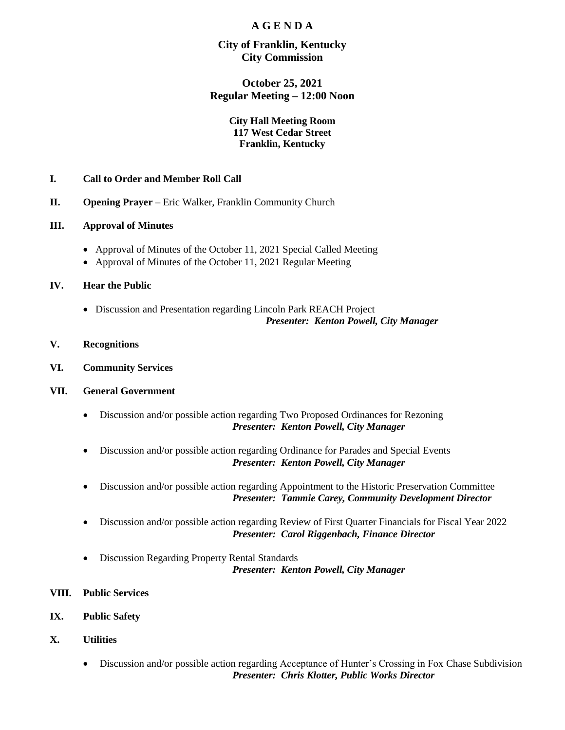# A G E N D A

## City of Franklin, Kentucky
## City Commission

### October 25, 2021
### Regular Meeting – 12:00 Noon

**City Hall Meeting Room**
**117 West Cedar Street**
**Franklin, Kentucky**

**I. Call to Order and Member Roll Call**

**II. Opening Prayer** – Eric Walker, Franklin Community Church

**III. Approval of Minutes**

- Approval of Minutes of the October 11, 2021 Special Called Meeting
- Approval of Minutes of the October 11, 2021 Regular Meeting

**IV. Hear the Public**

- Discussion and Presentation regarding Lincoln Park REACH Project
  ***Presenter: Kenton Powell, City Manager***

**V. Recognitions**

**VI. Community Services**

**VII. General Government**

- Discussion and/or possible action regarding Two Proposed Ordinances for Rezoning
  ***Presenter: Kenton Powell, City Manager***
- Discussion and/or possible action regarding Ordinance for Parades and Special Events
  ***Presenter: Kenton Powell, City Manager***
- Discussion and/or possible action regarding Appointment to the Historic Preservation Committee
  ***Presenter: Tammie Carey, Community Development Director***
- Discussion and/or possible action regarding Review of First Quarter Financials for Fiscal Year 2022
  ***Presenter: Carol Riggenbach, Finance Director***
- Discussion Regarding Property Rental Standards
  ***Presenter: Kenton Powell, City Manager***

**VIII. Public Services**

**IX. Public Safety**

**X. Utilities**

- Discussion and/or possible action regarding Acceptance of Hunter's Crossing in Fox Chase Subdivision
  ***Presenter: Chris Klotter, Public Works Director***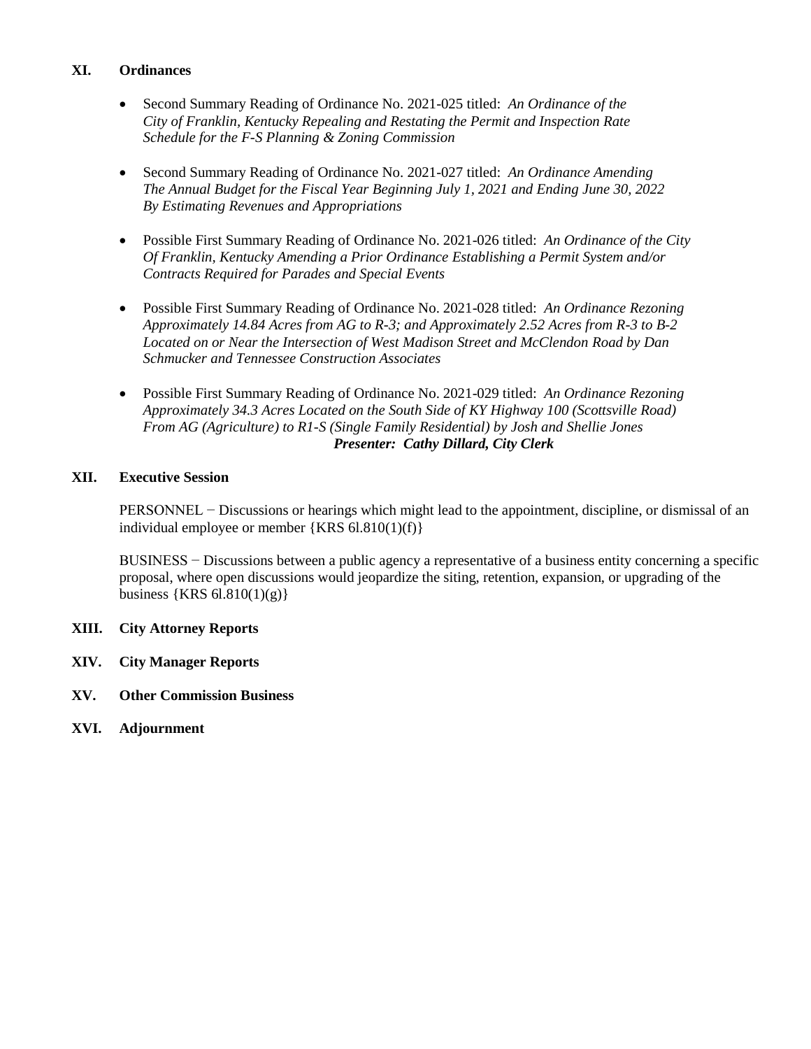## XI. Ordinances

- Second Summary Reading of Ordinance No. 2021-025 titled: *An Ordinance of the City of Franklin, Kentucky Repealing and Restating the Permit and Inspection Rate Schedule for the F-S Planning & Zoning Commission*

- Second Summary Reading of Ordinance No. 2021-027 titled: *An Ordinance Amending The Annual Budget for the Fiscal Year Beginning July 1, 2021 and Ending June 30, 2022 By Estimating Revenues and Appropriations*

- Possible First Summary Reading of Ordinance No. 2021-026 titled: *An Ordinance of the City Of Franklin, Kentucky Amending a Prior Ordinance Establishing a Permit System and/or Contracts Required for Parades and Special Events*

- Possible First Summary Reading of Ordinance No. 2021-028 titled: *An Ordinance Rezoning Approximately 14.84 Acres from AG to R-3; and Approximately 2.52 Acres from R-3 to B-2 Located on or Near the Intersection of West Madison Street and McClendon Road by Dan Schmucker and Tennessee Construction Associates*

- Possible First Summary Reading of Ordinance No. 2021-029 titled: *An Ordinance Rezoning Approximately 34.3 Acres Located on the South Side of KY Highway 100 (Scottsville Road) From AG (Agriculture) to R1-S (Single Family Residential) by Josh and Shellie Jones*

***Presenter: Cathy Dillard, City Clerk***

## XII. Executive Session

PERSONNEL − Discussions or hearings which might lead to the appointment, discipline, or dismissal of an individual employee or member {KRS 6l.810(1)(f)}

BUSINESS − Discussions between a public agency a representative of a business entity concerning a specific proposal, where open discussions would jeopardize the siting, retention, expansion, or upgrading of the business {KRS 6l.810(1)(g)}

## XIII. City Attorney Reports

## XIV. City Manager Reports

## XV. Other Commission Business

## XVI. Adjournment